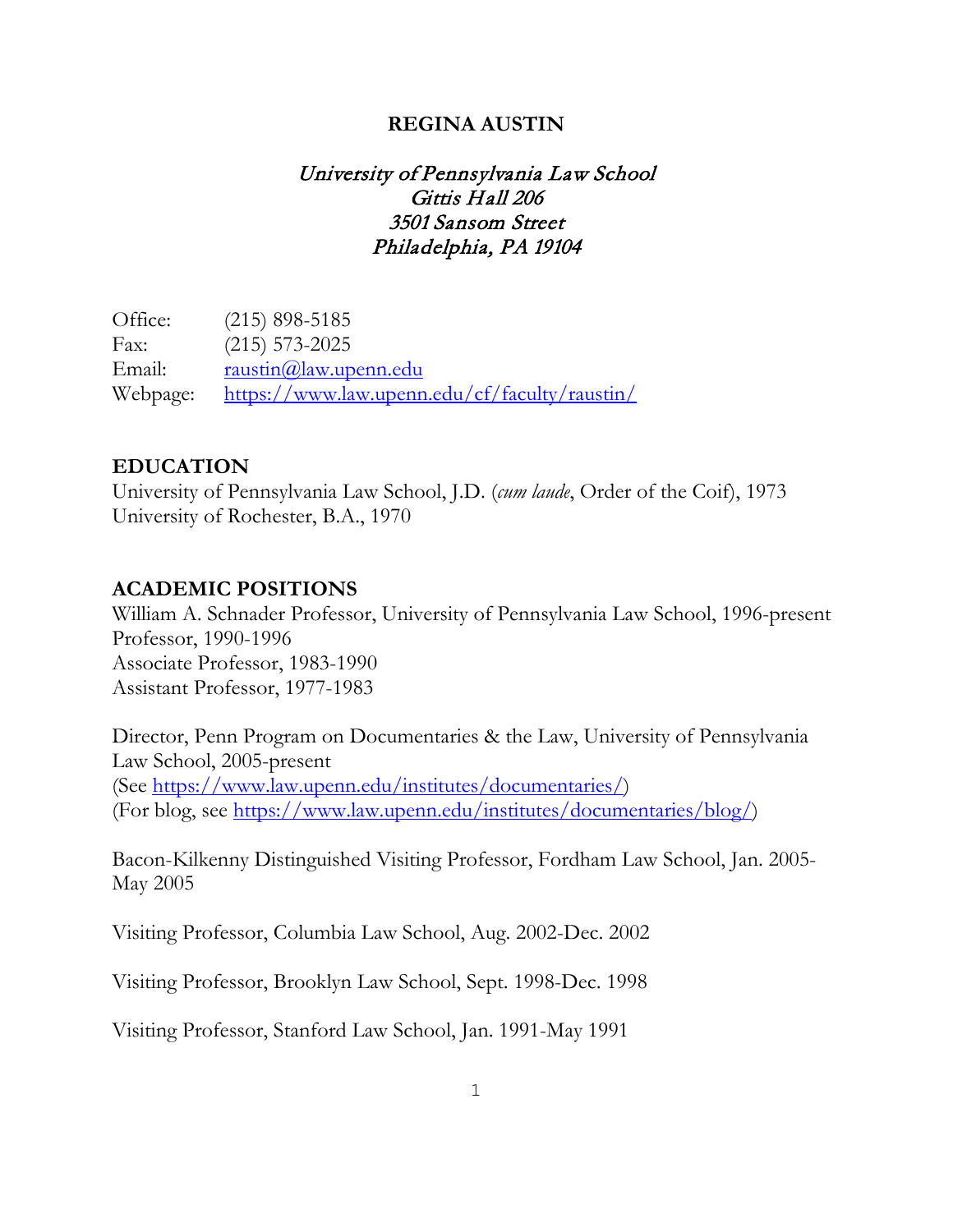# REGINA AUSTIN

*University of Pennsylvania Law School*
*Gittis Hall 206*
*3501 Sansom Street*
*Philadelphia, PA 19104*

Office: (215) 898-5185
Fax: (215) 573-2025
Email: raustin@law.upenn.edu
Webpage: https://www.law.upenn.edu/cf/faculty/raustin/

## EDUCATION

University of Pennsylvania Law School, J.D. (*cum laude*, Order of the Coif), 1973
University of Rochester, B.A., 1970

## ACADEMIC POSITIONS

William A. Schnader Professor, University of Pennsylvania Law School, 1996-present
Professor, 1990-1996
Associate Professor, 1983-1990
Assistant Professor, 1977-1983

Director, Penn Program on Documentaries & the Law, University of Pennsylvania Law School, 2005-present
(See https://www.law.upenn.edu/institutes/documentaries/)
(For blog, see https://www.law.upenn.edu/institutes/documentaries/blog/)

Bacon-Kilkenny Distinguished Visiting Professor, Fordham Law School, Jan. 2005-May 2005

Visiting Professor, Columbia Law School, Aug. 2002-Dec. 2002

Visiting Professor, Brooklyn Law School, Sept. 1998-Dec. 1998

Visiting Professor, Stanford Law School, Jan. 1991-May 1991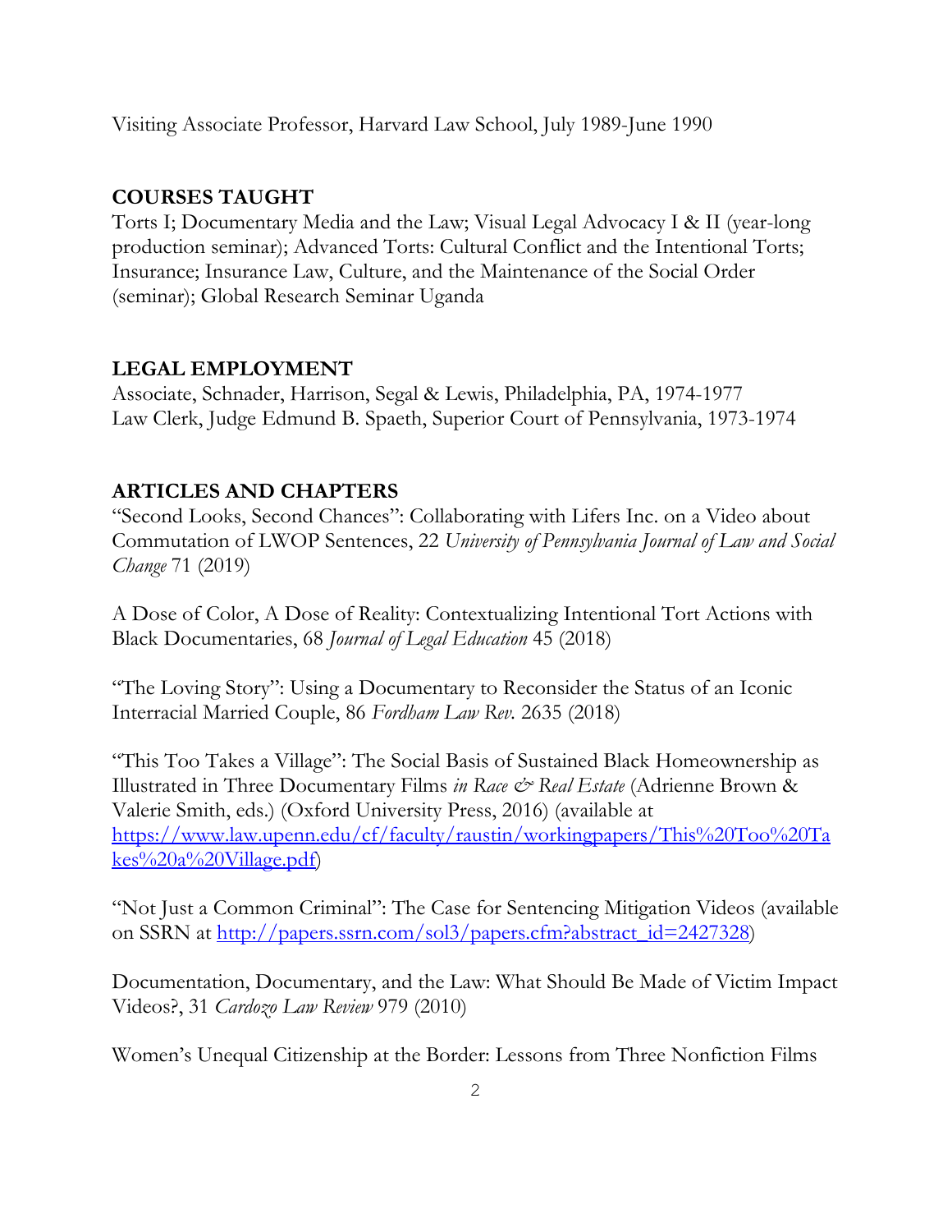Visiting Associate Professor, Harvard Law School, July 1989-June 1990

## COURSES TAUGHT

Torts I; Documentary Media and the Law; Visual Legal Advocacy I & II (year-long production seminar); Advanced Torts: Cultural Conflict and the Intentional Torts; Insurance; Insurance Law, Culture, and the Maintenance of the Social Order (seminar); Global Research Seminar Uganda

## LEGAL EMPLOYMENT

Associate, Schnader, Harrison, Segal & Lewis, Philadelphia, PA, 1974-1977
Law Clerk, Judge Edmund B. Spaeth, Superior Court of Pennsylvania, 1973-1974

## ARTICLES AND CHAPTERS

"Second Looks, Second Chances": Collaborating with Lifers Inc. on a Video about Commutation of LWOP Sentences, 22 *University of Pennsylvania Journal of Law and Social Change* 71 (2019)

A Dose of Color, A Dose of Reality: Contextualizing Intentional Tort Actions with Black Documentaries, 68 *Journal of Legal Education* 45 (2018)

"The Loving Story": Using a Documentary to Reconsider the Status of an Iconic Interracial Married Couple, 86 *Fordham Law Rev.* 2635 (2018)

"This Too Takes a Village": The Social Basis of Sustained Black Homeownership as Illustrated in Three Documentary Films *in Race & Real Estate* (Adrienne Brown & Valerie Smith, eds.) (Oxford University Press, 2016) (available at https://www.law.upenn.edu/cf/faculty/raustin/workingpapers/This%20Too%20Takes%20a%20Village.pdf)

"Not Just a Common Criminal": The Case for Sentencing Mitigation Videos (available on SSRN at http://papers.ssrn.com/sol3/papers.cfm?abstract_id=2427328)

Documentation, Documentary, and the Law: What Should Be Made of Victim Impact Videos?, 31 *Cardozo Law Review* 979 (2010)

Women's Unequal Citizenship at the Border: Lessons from Three Nonfiction Films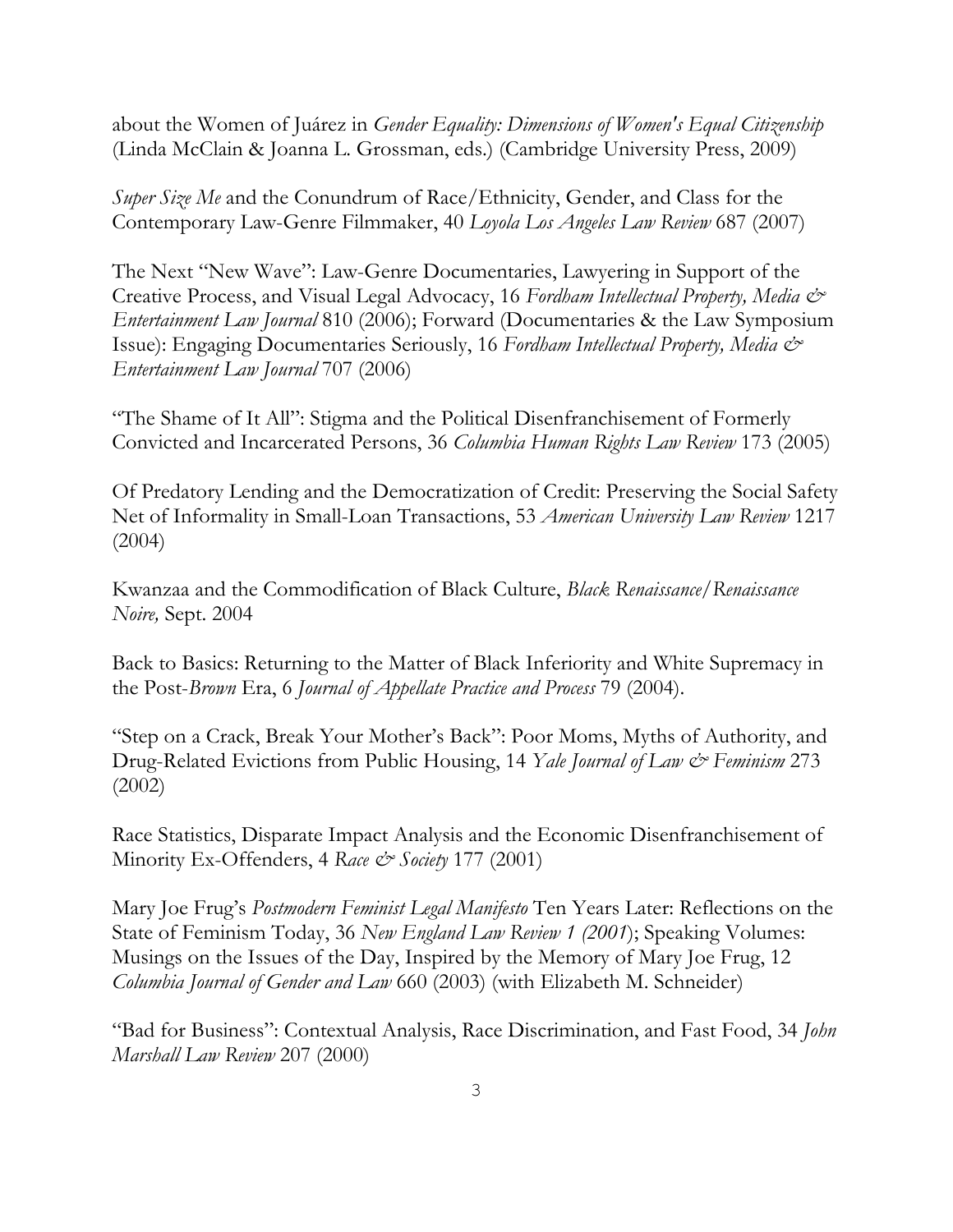about the Women of Juárez in *Gender Equality: Dimensions of Women's Equal Citizenship* (Linda McClain & Joanna L. Grossman, eds.) (Cambridge University Press, 2009)

*Super Size Me* and the Conundrum of Race/Ethnicity, Gender, and Class for the Contemporary Law-Genre Filmmaker, 40 *Loyola Los Angeles Law Review* 687 (2007)

The Next "New Wave": Law-Genre Documentaries, Lawyering in Support of the Creative Process, and Visual Legal Advocacy, 16 *Fordham Intellectual Property, Media & Entertainment Law Journal* 810 (2006); Forward (Documentaries & the Law Symposium Issue): Engaging Documentaries Seriously, 16 *Fordham Intellectual Property, Media & Entertainment Law Journal* 707 (2006)

"The Shame of It All": Stigma and the Political Disenfranchisement of Formerly Convicted and Incarcerated Persons, 36 *Columbia Human Rights Law Review* 173 (2005)

Of Predatory Lending and the Democratization of Credit: Preserving the Social Safety Net of Informality in Small-Loan Transactions, 53 *American University Law Review* 1217 (2004)

Kwanzaa and the Commodification of Black Culture, *Black Renaissance/Renaissance Noire,* Sept. 2004

Back to Basics: Returning to the Matter of Black Inferiority and White Supremacy in the Post-*Brown* Era, 6 *Journal of Appellate Practice and Process* 79 (2004).

"Step on a Crack, Break Your Mother's Back": Poor Moms, Myths of Authority, and Drug-Related Evictions from Public Housing, 14 *Yale Journal of Law & Feminism* 273 (2002)

Race Statistics, Disparate Impact Analysis and the Economic Disenfranchisement of Minority Ex-Offenders, 4 *Race & Society* 177 (2001)

Mary Joe Frug's *Postmodern Feminist Legal Manifesto* Ten Years Later: Reflections on the State of Feminism Today, 36 *New England Law Review 1 (2001*); Speaking Volumes: Musings on the Issues of the Day, Inspired by the Memory of Mary Joe Frug, 12 *Columbia Journal of Gender and Law* 660 (2003) (with Elizabeth M. Schneider)

"Bad for Business": Contextual Analysis, Race Discrimination, and Fast Food, 34 *John Marshall Law Review* 207 (2000)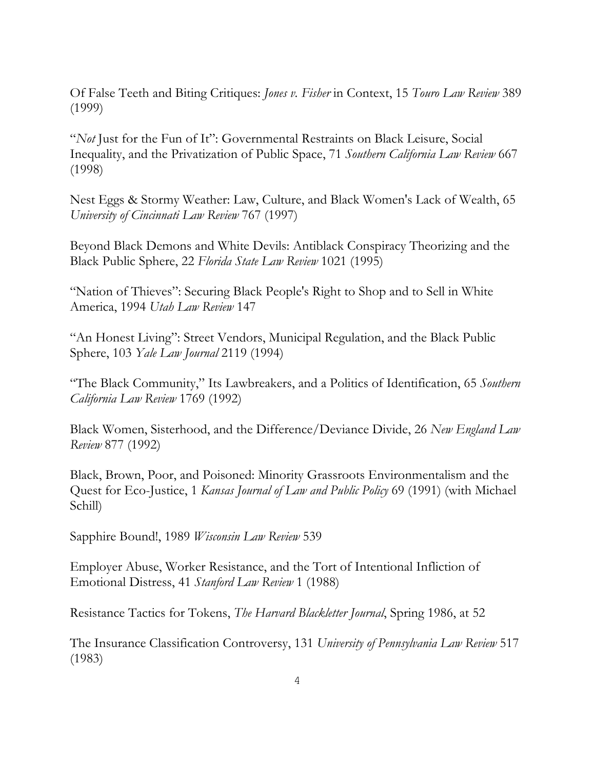Of False Teeth and Biting Critiques: *Jones v. Fisher* in Context, 15 *Touro Law Review* 389 (1999)

"*Not* Just for the Fun of It": Governmental Restraints on Black Leisure, Social Inequality, and the Privatization of Public Space, 71 *Southern California Law Review* 667 (1998)

Nest Eggs & Stormy Weather: Law, Culture, and Black Women's Lack of Wealth, 65 *University of Cincinnati Law Review* 767 (1997)

Beyond Black Demons and White Devils: Antiblack Conspiracy Theorizing and the Black Public Sphere, 22 *Florida State Law Review* 1021 (1995)

"Nation of Thieves": Securing Black People's Right to Shop and to Sell in White America, 1994 *Utah Law Review* 147

"An Honest Living": Street Vendors, Municipal Regulation, and the Black Public Sphere, 103 *Yale Law Journal* 2119 (1994)

"The Black Community," Its Lawbreakers, and a Politics of Identification, 65 *Southern California Law Review* 1769 (1992)

Black Women, Sisterhood, and the Difference/Deviance Divide, 26 *New England Law Review* 877 (1992)

Black, Brown, Poor, and Poisoned: Minority Grassroots Environmentalism and the Quest for Eco-Justice, 1 *Kansas Journal of Law and Public Policy* 69 (1991) (with Michael Schill)

Sapphire Bound!, 1989 *Wisconsin Law Review* 539

Employer Abuse, Worker Resistance, and the Tort of Intentional Infliction of Emotional Distress, 41 *Stanford Law Review* 1 (1988)

Resistance Tactics for Tokens, *The Harvard Blackletter Journal*, Spring 1986, at 52

The Insurance Classification Controversy, 131 *University of Pennsylvania Law Review* 517 (1983)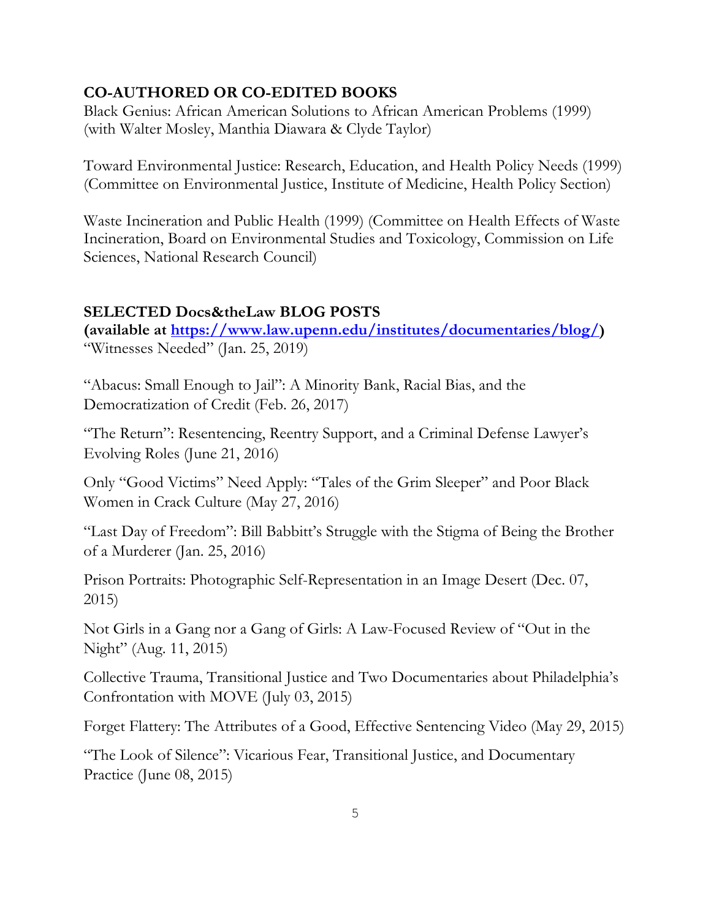## CO-AUTHORED OR CO-EDITED BOOKS

Black Genius: African American Solutions to African American Problems (1999) (with Walter Mosley, Manthia Diawara & Clyde Taylor)

Toward Environmental Justice: Research, Education, and Health Policy Needs (1999) (Committee on Environmental Justice, Institute of Medicine, Health Policy Section)

Waste Incineration and Public Health (1999) (Committee on Health Effects of Waste Incineration, Board on Environmental Studies and Toxicology, Commission on Life Sciences, National Research Council)

## SELECTED Docs&theLaw BLOG POSTS

**(available at [https://www.law.upenn.edu/institutes/documentaries/blog/](https://www.law.upenn.edu/institutes/documentaries/blog/))**

"Witnesses Needed" (Jan. 25, 2019)

"Abacus: Small Enough to Jail": A Minority Bank, Racial Bias, and the Democratization of Credit (Feb. 26, 2017)

"The Return": Resentencing, Reentry Support, and a Criminal Defense Lawyer's Evolving Roles (June 21, 2016)

Only "Good Victims" Need Apply: "Tales of the Grim Sleeper" and Poor Black Women in Crack Culture (May 27, 2016)

"Last Day of Freedom": Bill Babbitt's Struggle with the Stigma of Being the Brother of a Murderer (Jan. 25, 2016)

Prison Portraits: Photographic Self-Representation in an Image Desert (Dec. 07, 2015)

Not Girls in a Gang nor a Gang of Girls: A Law-Focused Review of "Out in the Night" (Aug. 11, 2015)

Collective Trauma, Transitional Justice and Two Documentaries about Philadelphia's Confrontation with MOVE (July 03, 2015)

Forget Flattery: The Attributes of a Good, Effective Sentencing Video (May 29, 2015)

"The Look of Silence": Vicarious Fear, Transitional Justice, and Documentary Practice (June 08, 2015)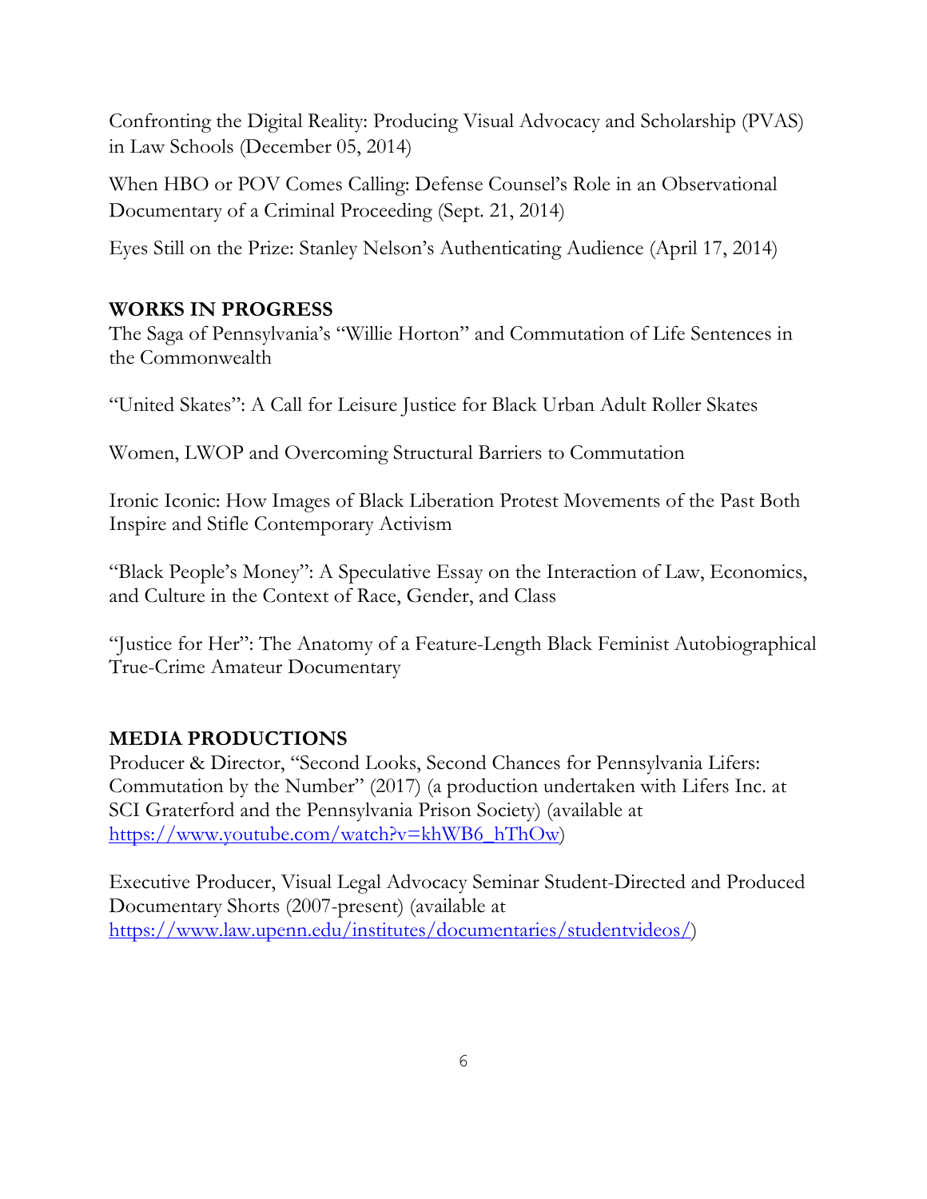Confronting the Digital Reality: Producing Visual Advocacy and Scholarship (PVAS) in Law Schools (December 05, 2014)

When HBO or POV Comes Calling: Defense Counsel's Role in an Observational Documentary of a Criminal Proceeding (Sept. 21, 2014)

Eyes Still on the Prize: Stanley Nelson's Authenticating Audience (April 17, 2014)

## WORKS IN PROGRESS

The Saga of Pennsylvania's "Willie Horton" and Commutation of Life Sentences in the Commonwealth

"United Skates": A Call for Leisure Justice for Black Urban Adult Roller Skates

Women, LWOP and Overcoming Structural Barriers to Commutation

Ironic Iconic: How Images of Black Liberation Protest Movements of the Past Both Inspire and Stifle Contemporary Activism

"Black People's Money": A Speculative Essay on the Interaction of Law, Economics, and Culture in the Context of Race, Gender, and Class

"Justice for Her": The Anatomy of a Feature-Length Black Feminist Autobiographical True-Crime Amateur Documentary

## MEDIA PRODUCTIONS

Producer & Director, "Second Looks, Second Chances for Pennsylvania Lifers: Commutation by the Number" (2017) (a production undertaken with Lifers Inc. at SCI Graterford and the Pennsylvania Prison Society) (available at [https://www.youtube.com/watch?v=khWB6_hThOw](https://www.youtube.com/watch?v=khWB6_hThOw))

Executive Producer, Visual Legal Advocacy Seminar Student-Directed and Produced Documentary Shorts (2007-present) (available at [https://www.law.upenn.edu/institutes/documentaries/studentvideos/](https://www.law.upenn.edu/institutes/documentaries/studentvideos/))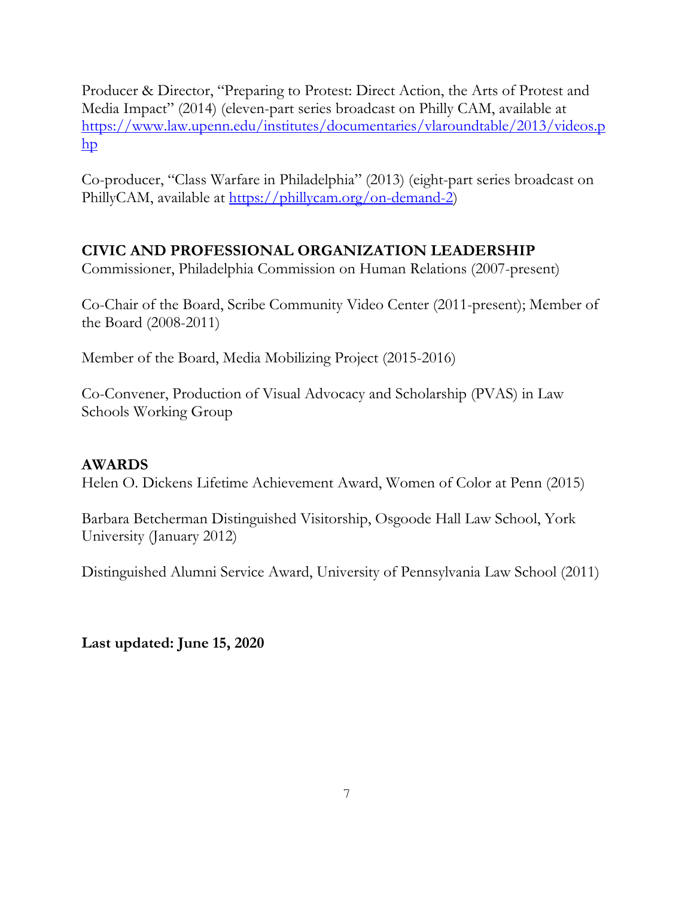Producer & Director, "Preparing to Protest: Direct Action, the Arts of Protest and Media Impact" (2014) (eleven-part series broadcast on Philly CAM, available at https://www.law.upenn.edu/institutes/documentaries/vlaroundtable/2013/videos.php

Co-producer, "Class Warfare in Philadelphia" (2013) (eight-part series broadcast on PhillyCAM, available at https://phillycam.org/on-demand-2)

## CIVIC AND PROFESSIONAL ORGANIZATION LEADERSHIP

Commissioner, Philadelphia Commission on Human Relations (2007-present)

Co-Chair of the Board, Scribe Community Video Center (2011-present); Member of the Board (2008-2011)

Member of the Board, Media Mobilizing Project (2015-2016)

Co-Convener, Production of Visual Advocacy and Scholarship (PVAS) in Law Schools Working Group

## AWARDS

Helen O. Dickens Lifetime Achievement Award, Women of Color at Penn (2015)

Barbara Betcherman Distinguished Visitorship, Osgoode Hall Law School, York University (January 2012)

Distinguished Alumni Service Award, University of Pennsylvania Law School (2011)

**Last updated: June 15, 2020**